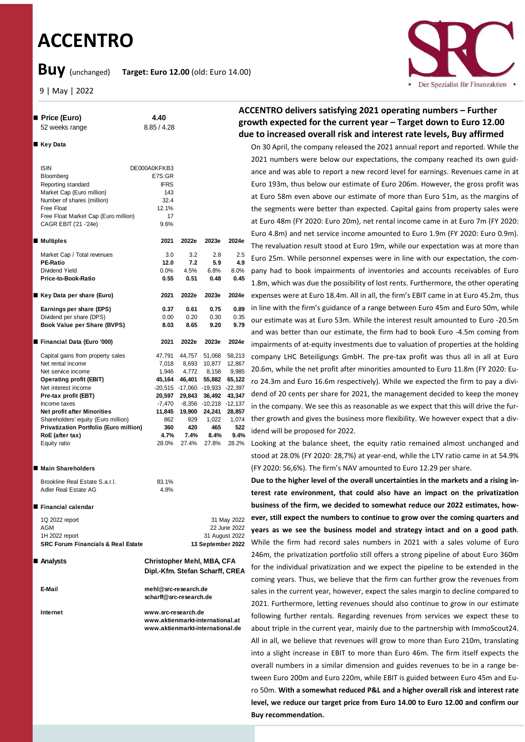# ACCENTRO

**Buy** (unchanged) **Target: Euro 12.00** (old: Euro 14.00)

9 | May | 2022

| ■ **Price (Euro)** | **4.40** |
|---|---|
| 52 weeks range | 8.85 / 4.28 |

■ **Key Data**

| | |
|---|---|
| ISIN | DE000A0KFKB3 |
| Bloomberg | E7S:GR |
| Reporting standard | IFRS |
| Market Cap (Euro million) | 143 |
| Number of shares (million) | 32.4 |
| Free Float | 12.1% |
| Free Float Market Cap (Euro million) | 17 |
| CAGR EBIT ('21 -'24e) | 9.6% |

| ■ **Multiples** | **2021** | **2022e** | **2023e** | **2024e** |
|---|---|---|---|---|
| Market Cap / Total revenues | 3.0 | 3.2 | 2.8 | 2.5 |
| **PE-Ratio** | **12.0** | **7.2** | **5.9** | **4.9** |
| Dividend Yield | 0.0% | 4.5% | 6.8% | 8.0% |
| **Price-to-Book-Ratio** | **0.55** | **0.51** | **0.48** | **0.45** |

| ■ **Key Data per share (Euro)** | **2021** | **2022e** | **2023e** | **2024e** |
|---|---|---|---|---|
| **Earnings per share (EPS)** | **0.37** | **0.61** | **0.75** | **0.89** |
| Dividend per share (DPS) | 0.00 | 0.20 | 0.30 | 0.35 |
| **Book Value per Share (BVPS)** | **8.03** | **8.65** | **9.20** | **9.79** |

| ■ **Financial Data (Euro '000)** | **2021** | **2022e** | **2023e** | **2024e** |
|---|---|---|---|---|
| Capital gains from property sales | 47,791 | 44,757 | 51,068 | 58,213 |
| Net rental income | 7,018 | 8,693 | 10,877 | 12,867 |
| Net service income | 1,946 | 4,772 | 8,158 | 9,985 |
| **Operating profit (EBIT)** | **45,164** | **46,401** | **55,882** | **65,122** |
| Net interest income | -20,515 | -17,060 | -19,933 | -22,397 |
| **Pre-tax profit (EBT)** | **20,597** | **29,843** | **36,492** | **43,347** |
| Income taxes | -7,470 | -8,356 | -10,218 | -12,137 |
| **Net profit after Minorities** | **11,845** | **19,900** | **24,241** | **28,857** |
| Shareholders' equity (Euro million) | 862 | 929 | 1,022 | 1,074 |
| **Privatization Portfolio (Euro million)** | **360** | **420** | **465** | **522** |
| **RoE (after tax)** | **4.7%** | **7.4%** | **8.4%** | **9.4%** |
| Equity ratio | 28.0% | 27.4% | 27.8% | 28.2% |

■ **Main Shareholders**

| | |
|---|---|
| Brookline Real Estate S.a.r.l. | 83.1% |
| Adler Real Estate AG | 4.8% |

■ **Financial calendar**

| | |
|---|---|
| 1Q 2022 report | 31 May 2022 |
| AGM | 22 June 2022 |
| 1H 2022 report | 31 August 2022 |
| **SRC Forum Financials & Real Estate** | **13 September 2022** |

■ **Analysts**
**Christopher Mehl, MBA, CFA**
**Dipl.-Kfm. Stefan Scharff, CREA**

**E-Mail**
mehl@src-research.de
scharff@src-research.de

**Internet**
www.src-research.de
www.aktienmarkt-international.at
www.aktienmarkt-international.de

## ACCENTRO delivers satisfying 2021 operating numbers – Further growth expected for the current year – Target down to Euro 12.00 due to increased overall risk and interest rate levels, Buy affirmed

On 30 April, the company released the 2021 annual report and reported. While the 2021 numbers were below our expectations, the company reached its own guidance and was able to report a new record level for earnings. Revenues came in at Euro 193m, thus below our estimate of Euro 206m. However, the gross profit was at Euro 58m even above our estimate of more than Euro 51m, as the margins of the segments were better than expected. Capital gains from property sales were at Euro 48m (FY 2020: Euro 20m), net rental income came in at Euro 7m (FY 2020: Euro 4.8m) and net service income amounted to Euro 1.9m (FY 2020: Euro 0.9m). The revaluation result stood at Euro 19m, while our expectation was at more than Euro 25m. While personnel expenses were in line with our expectation, the company had to book impairments of inventories and accounts receivables of Euro 1.8m, which was due the possibility of lost rents. Furthermore, the other operating expenses were at Euro 18.4m. All in all, the firm's EBIT came in at Euro 45.2m, thus in line with the firm's guidance of a range between Euro 45m and Euro 50m, while our estimate was at Euro 53m. While the interest result amounted to Euro -20.5m and was better than our estimate, the firm had to book Euro -4.5m coming from impairments of at-equity investments due to valuation of properties at the holding company LHC Beteiligungs GmbH. The pre-tax profit was thus all in all at Euro 20.6m, while the net profit after minorities amounted to Euro 11.8m (FY 2020: Euro 24.3m and Euro 16.6m respectively). While we expected the firm to pay a dividend of 20 cents per share for 2021, the management decided to keep the money in the company. We see this as reasonable as we expect that this will drive the further growth and gives the business more flexibility. We however expect that a dividend will be proposed for 2022.

Looking at the balance sheet, the equity ratio remained almost unchanged and stood at 28.0% (FY 2020: 28,7%) at year-end, while the LTV ratio came in at 54.9% (FY 2020: 56,6%). The firm's NAV amounted to Euro 12.29 per share.

**Due to the higher level of the overall uncertainties in the markets and a rising interest rate environment, that could also have an impact on the privatization business of the firm, we decided to somewhat reduce our 2022 estimates, however, still expect the numbers to continue to grow over the coming quarters and years as we see the business model and strategy intact and on a good path**. While the firm had record sales numbers in 2021 with a sales volume of Euro 246m, the privatization portfolio still offers a strong pipeline of about Euro 360m for the individual privatization and we expect the pipeline to be extended in the coming years. Thus, we believe that the firm can further grow the revenues from sales in the current year, however, expect the sales margin to decline compared to 2021. Furthermore, letting revenues should also continue to grow in our estimate following further rentals. Regarding revenues from services we expect these to about triple in the current year, mainly due to the partnership with ImmoScout24. All in all, we believe that revenues will grow to more than Euro 210m, translating into a slight increase in EBIT to more than Euro 46m. The firm itself expects the overall numbers in a similar dimension and guides revenues to be in a range between Euro 200m and Euro 220m, while EBIT is guided between Euro 45m and Euro 50m. **With a somewhat reduced P&L and a higher overall risk and interest rate level, we reduce our target price from Euro 14.00 to Euro 12.00 and confirm our Buy recommendation.**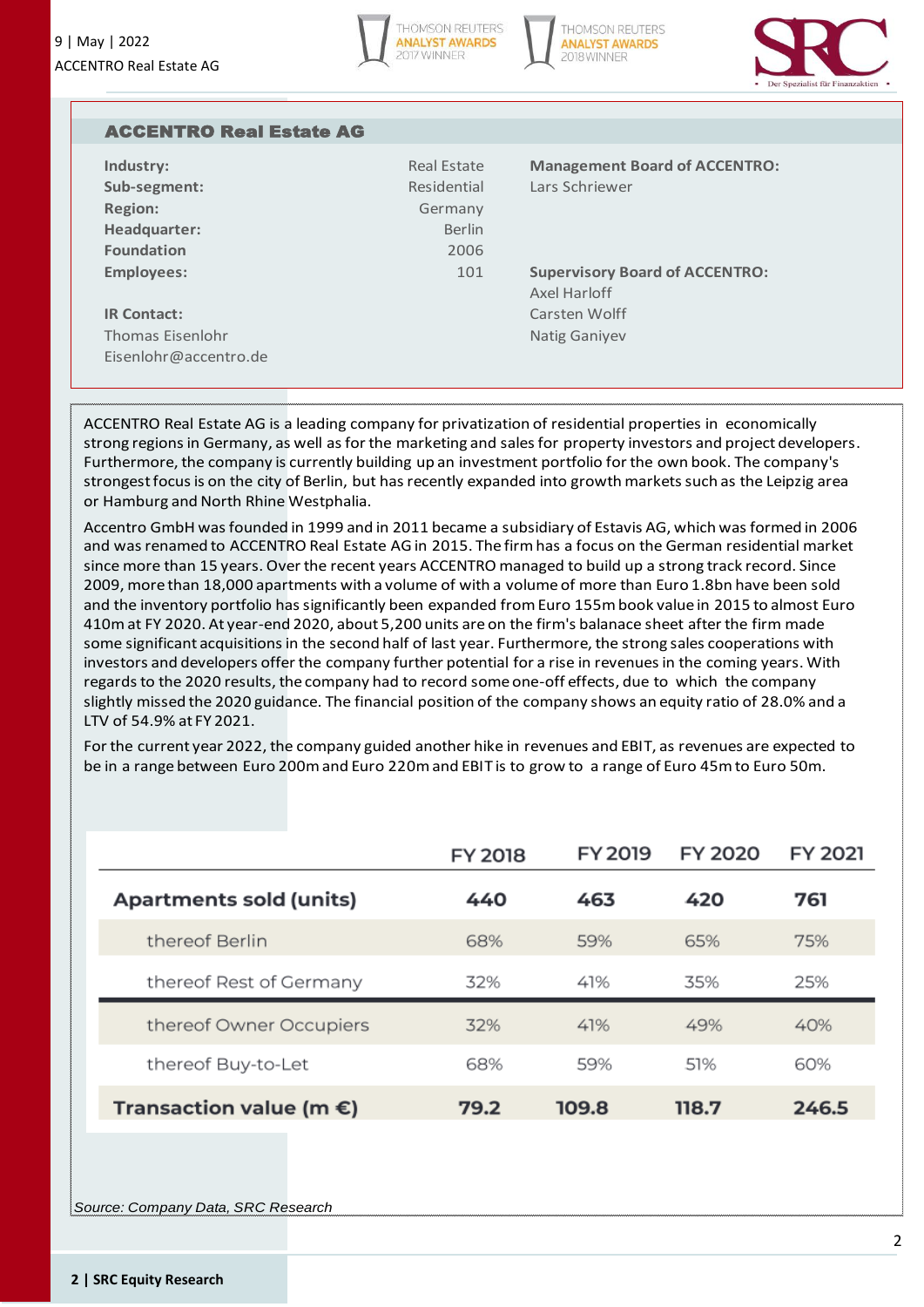## ACCENTRO Real Estate AG

| | | |
|---|---|---|
| **Industry:** | Real Estate | **Management Board of ACCENTRO:** |
| **Sub-segment:** | Residential | Lars Schriewer |
| **Region:** | Germany | |
| **Headquarter:** | Berlin | |
| **Foundation** | 2006 | |
| **Employees:** | 101 | **Supervisory Board of ACCENTRO:** |
| | | Axel Harloff |
| **IR Contact:** | | Carsten Wolff |
| Thomas Eisenlohr | | Natig Ganiyev |
| Eisenlohr@accentro.de | | |

ACCENTRO Real Estate AG is a leading company for privatization of residential properties in economically strong regions in Germany, as well as for the marketing and sales for property investors and project developers. Furthermore, the company is currently building up an investment portfolio for the own book. The company's strongest focus is on the city of Berlin, but has recently expanded into growth markets such as the Leipzig area or Hamburg and North Rhine Westphalia.

Accentro GmbH was founded in 1999 and in 2011 became a subsidiary of Estavis AG, which was formed in 2006 and was renamed to ACCENTRO Real Estate AG in 2015. The firm has a focus on the German residential market since more than 15 years. Over the recent years ACCENTRO managed to build up a strong track record. Since 2009, more than 18,000 apartments with a volume of with a volume of more than Euro 1.8bn have been sold and the inventory portfolio has significantly been expanded from Euro 155m book value in 2015 to almost Euro 410m at FY 2020. At year-end 2020, about 5,200 units are on the firm's balanace sheet after the firm made some significant acquisitions in the second half of last year. Furthermore, the strong sales cooperations with investors and developers offer the company further potential for a rise in revenues in the coming years. With regards to the 2020 results, the company had to record some one-off effects, due to which the company slightly missed the 2020 guidance. The financial position of the company shows an equity ratio of 28.0% and a LTV of 54.9% at FY 2021.

For the current year 2022, the company guided another hike in revenues and EBIT, as revenues are expected to be in a range between Euro 200m and Euro 220m and EBIT is to grow to a range of Euro 45m to Euro 50m.

| | FY 2018 | FY 2019 | FY 2020 | FY 2021 |
|---|---|---|---|---|
| **Apartments sold (units)** | **440** | **463** | **420** | **761** |
| thereof Berlin | 68% | 59% | 65% | 75% |
| thereof Rest of Germany | 32% | 41% | 35% | 25% |
| thereof Owner Occupiers | 32% | 41% | 49% | 40% |
| thereof Buy-to-Let | 68% | 59% | 51% | 60% |
| **Transaction value (m €)** | **79.2** | **109.8** | **118.7** | **246.5** |

*Source: Company Data, SRC Research*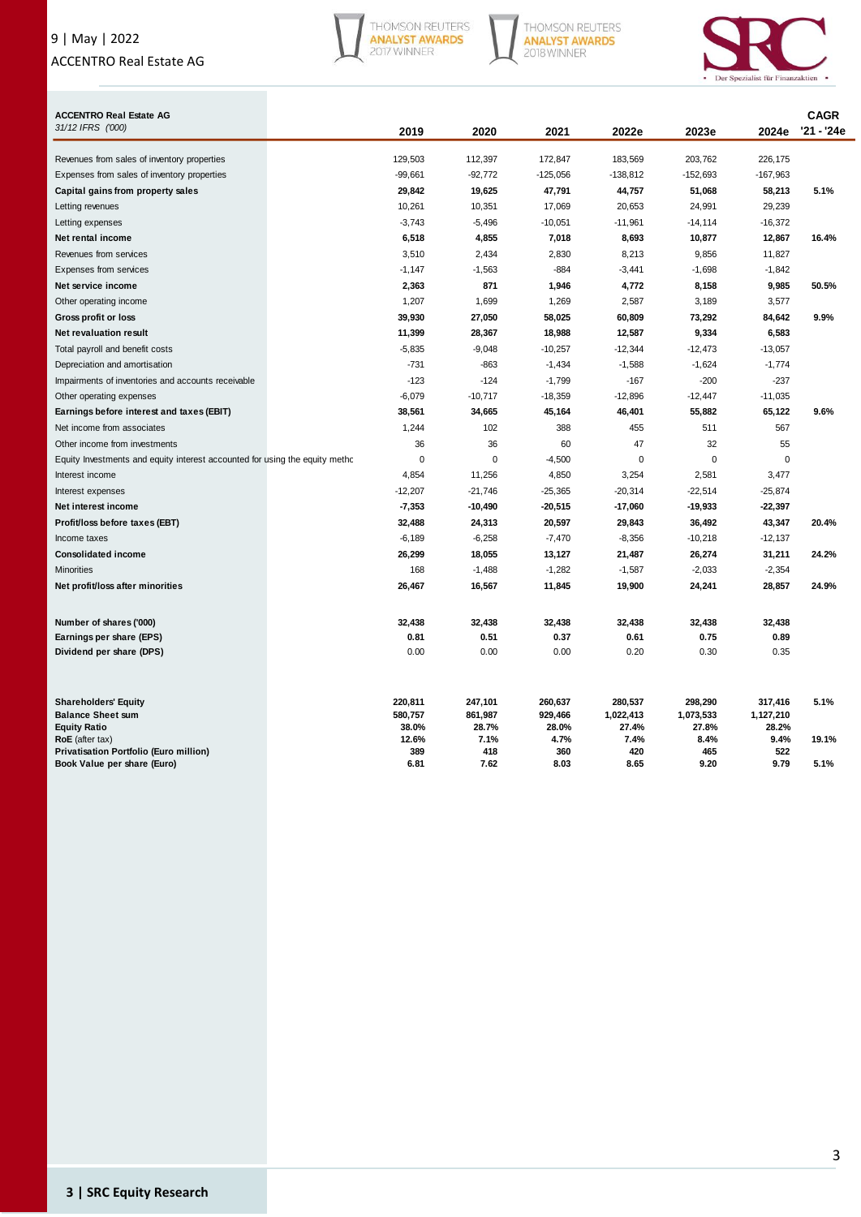| **ACCENTRO Real Estate AG** *31/12 IFRS ('000)* | 2019 | 2020 | 2021 | 2022e | 2023e | 2024e | CAGR '21 - '24e |
|---|---|---|---|---|---|---|---|
| Revenues from sales of inventory properties | 129,503 | 112,397 | 172,847 | 183,569 | 203,762 | 226,175 | |
| Expenses from sales of inventory properties | -99,661 | -92,772 | -125,056 | -138,812 | -152,693 | -167,963 | |
| **Capital gains from property sales** | **29,842** | **19,625** | **47,791** | **44,757** | **51,068** | **58,213** | **5.1%** |
| Letting revenues | 10,261 | 10,351 | 17,069 | 20,653 | 24,991 | 29,239 | |
| Letting expenses | -3,743 | -5,496 | -10,051 | -11,961 | -14,114 | -16,372 | |
| **Net rental income** | **6,518** | **4,855** | **7,018** | **8,693** | **10,877** | **12,867** | **16.4%** |
| Revenues from services | 3,510 | 2,434 | 2,830 | 8,213 | 9,856 | 11,827 | |
| Expenses from services | -1,147 | -1,563 | -884 | -3,441 | -1,698 | -1,842 | |
| **Net service income** | **2,363** | **871** | **1,946** | **4,772** | **8,158** | **9,985** | **50.5%** |
| Other operating income | 1,207 | 1,699 | 1,269 | 2,587 | 3,189 | 3,577 | |
| **Gross profit or loss** | **39,930** | **27,050** | **58,025** | **60,809** | **73,292** | **84,642** | **9.9%** |
| **Net revaluation result** | **11,399** | **28,367** | **18,988** | **12,587** | **9,334** | **6,583** | |
| Total payroll and benefit costs | -5,835 | -9,048 | -10,257 | -12,344 | -12,473 | -13,057 | |
| Depreciation and amortisation | -731 | -863 | -1,434 | -1,588 | -1,624 | -1,774 | |
| Impairments of inventories and accounts receivable | -123 | -124 | -1,799 | -167 | -200 | -237 | |
| Other operating expenses | -6,079 | -10,717 | -18,359 | -12,896 | -12,447 | -11,035 | |
| **Earnings before interest and taxes (EBIT)** | **38,561** | **34,665** | **45,164** | **46,401** | **55,882** | **65,122** | **9.6%** |
| Net income from associates | 1,244 | 102 | 388 | 455 | 511 | 567 | |
| Other income from investments | 36 | 36 | 60 | 47 | 32 | 55 | |
| Equity Investments and equity interest accounted for using the equity methc | 0 | 0 | -4,500 | 0 | 0 | 0 | |
| Interest income | 4,854 | 11,256 | 4,850 | 3,254 | 2,581 | 3,477 | |
| Interest expenses | -12,207 | -21,746 | -25,365 | -20,314 | -22,514 | -25,874 | |
| **Net interest income** | **-7,353** | **-10,490** | **-20,515** | **-17,060** | **-19,933** | **-22,397** | |
| **Profit/loss before taxes (EBT)** | **32,488** | **24,313** | **20,597** | **29,843** | **36,492** | **43,347** | **20.4%** |
| Income taxes | -6,189 | -6,258 | -7,470 | -8,356 | -10,218 | -12,137 | |
| **Consolidated income** | **26,299** | **18,055** | **13,127** | **21,487** | **26,274** | **31,211** | **24.2%** |
| Minorities | 168 | -1,488 | -1,282 | -1,587 | -2,033 | -2,354 | |
| **Net profit/loss after minorities** | **26,467** | **16,567** | **11,845** | **19,900** | **24,241** | **28,857** | **24.9%** |
| | | | | | | | |
| **Number of shares ('000)** | **32,438** | **32,438** | **32,438** | **32,438** | **32,438** | **32,438** | |
| **Earnings per share (EPS)** | **0.81** | **0.51** | **0.37** | **0.61** | **0.75** | **0.89** | |
| **Dividend per share (DPS)** | 0.00 | 0.00 | 0.00 | 0.20 | 0.30 | 0.35 | |
| | | | | | | | |
| **Shareholders' Equity** | **220,811** | **247,101** | **260,637** | **280,537** | **298,290** | **317,416** | **5.1%** |
| **Balance Sheet sum** | **580,757** | **861,987** | **929,466** | **1,022,413** | **1,073,533** | **1,127,210** | |
| **Equity Ratio** | **38.0%** | **28.7%** | **28.0%** | **27.4%** | **27.8%** | **28.2%** | |
| **RoE** (after tax) | **12.6%** | **7.1%** | **4.7%** | **7.4%** | **8.4%** | **9.4%** | **19.1%** |
| **Privatisation Portfolio (Euro million)** | **389** | **418** | **360** | **420** | **465** | **522** | |
| **Book Value per share (Euro)** | **6.81** | **7.62** | **8.03** | **8.65** | **9.20** | **9.79** | **5.1%** |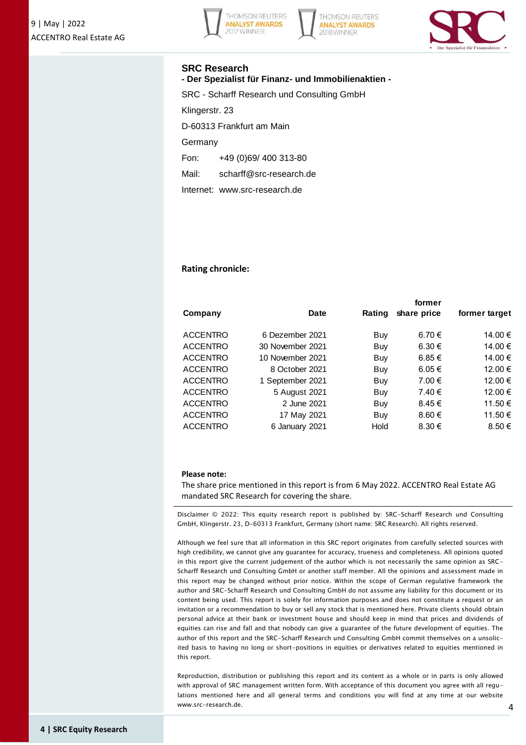## SRC Research

**- Der Spezialist für Finanz- und Immobilienaktien -**

SRC - Scharff Research und Consulting GmbH

Klingerstr. 23

D-60313 Frankfurt am Main

Germany

Fon: +49 (0)69/ 400 313-80

Mail: scharff@src-research.de

Internet: www.src-research.de

**Rating chronicle:**

| Company | Date | Rating | former share price | former target |
|---|---|---|---|---|
| ACCENTRO | 6 Dezember 2021 | Buy | 6.70 € | 14.00 € |
| ACCENTRO | 30 November 2021 | Buy | 6.30 € | 14.00 € |
| ACCENTRO | 10 November 2021 | Buy | 6.85 € | 14.00 € |
| ACCENTRO | 8 October 2021 | Buy | 6.05 € | 12.00 € |
| ACCENTRO | 1 September 2021 | Buy | 7.00 € | 12.00 € |
| ACCENTRO | 5 August 2021 | Buy | 7.40 € | 12.00 € |
| ACCENTRO | 2 June 2021 | Buy | 8.45 € | 11.50 € |
| ACCENTRO | 17 May 2021 | Buy | 8.60 € | 11.50 € |
| ACCENTRO | 6 January 2021 | Hold | 8.30 € | 8.50 € |

**Please note:**

The share price mentioned in this report is from 6 May 2022. ACCENTRO Real Estate AG mandated SRC Research for covering the share.

Disclaimer © 2022: This equity research report is published by: SRC-Scharff Research und Consulting GmbH, Klingerstr. 23, D-60313 Frankfurt, Germany (short name: SRC Research). All rights reserved.

Although we feel sure that all information in this SRC report originates from carefully selected sources with high credibility, we cannot give any guarantee for accuracy, trueness and completeness. All opinions quoted in this report give the current judgement of the author which is not necessarily the same opinion as SRC-Scharff Research und Consulting GmbH or another staff member. All the opinions and assessment made in this report may be changed without prior notice. Within the scope of German regulative framework the author and SRC-Scharff Research und Consulting GmbH do not assume any liability for this document or its content being used. This report is solely for information purposes and does not constitute a request or an invitation or a recommendation to buy or sell any stock that is mentioned here. Private clients should obtain personal advice at their bank or investment house and should keep in mind that prices and dividends of equities can rise and fall and that nobody can give a guarantee of the future development of equities. The author of this report and the SRC-Scharff Research und Consulting GmbH commit themselves on a unsolicited basis to having no long or short-positions in equities or derivatives related to equities mentioned in this report.

Reproduction, distribution or publishing this report and its content as a whole or in parts is only allowed with approval of SRC management written form. With acceptance of this document you agree with all regulations mentioned here and all general terms and conditions you will find at any time at our website www.src-research.de.